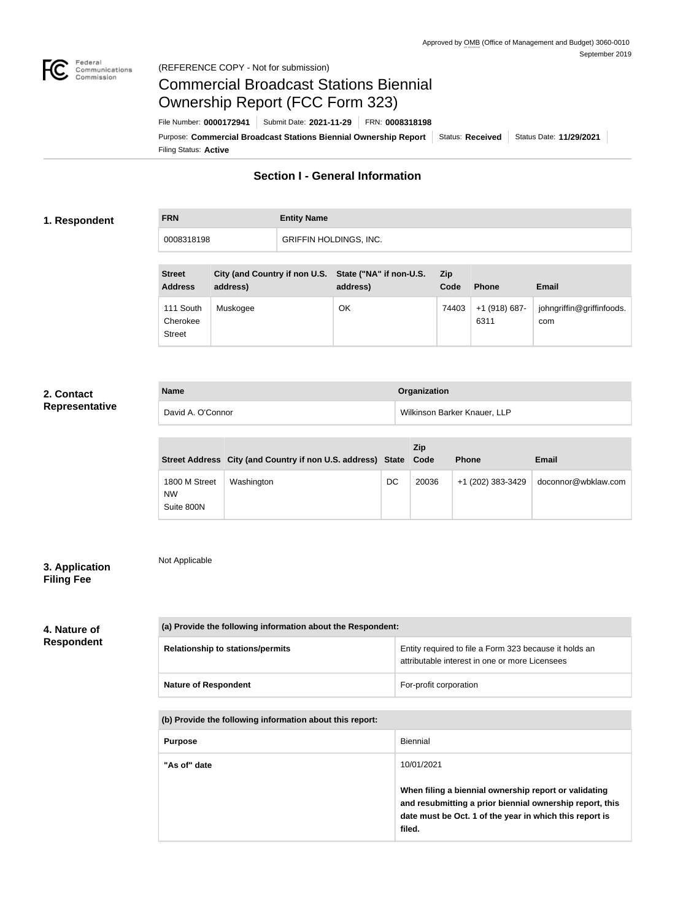Approved by OMB (Office of Management and Budget) 3060-0010
September 2019

(REFERENCE COPY - Not for submission)

# Commercial Broadcast Stations Biennial Ownership Report (FCC Form 323)

File Number: **0000172941** | Submit Date: **2021-11-29** | FRN: **0008318198**

Purpose: **Commercial Broadcast Stations Biennial Ownership Report** | Status: **Received** | Status Date: **11/29/2021**

Filing Status: **Active**

## Section I - General Information

### 1. Respondent

| FRN | Entity Name |
| --- | --- |
| 0008318198 | GRIFFIN HOLDINGS, INC. |

| Street Address | City (and Country if non U.S. address) | State ("NA" if non-U.S. address) | Zip Code | Phone | Email |
| --- | --- | --- | --- | --- | --- |
| 111 South Cherokee Street | Muskogee | OK | 74403 | +1 (918) 687-6311 | johngriffin@griffinfoods.com |

### 2. Contact Representative

| Name | Organization |
| --- | --- |
| David A. O'Connor | Wilkinson Barker Knauer, LLP |

| Street Address | City (and Country if non U.S. address) | State | Zip Code | Phone | Email |
| --- | --- | --- | --- | --- | --- |
| 1800 M Street NW Suite 800N | Washington | DC | 20036 | +1 (202) 383-3429 | doconnor@wbklaw.com |

### 3. Application Filing Fee

Not Applicable

### 4. Nature of Respondent

| (a) Provide the following information about the Respondent: | |
| --- | --- |
| Relationship to stations/permits | Entity required to file a Form 323 because it holds an attributable interest in one or more Licensees |
| Nature of Respondent | For-profit corporation |

| (b) Provide the following information about this report: | |
| --- | --- |
| Purpose | Biennial |
| "As of" date | 10/01/2021<br><br>**When filing a biennial ownership report or validating and resubmitting a prior biennial ownership report, this date must be Oct. 1 of the year in which this report is filed.** |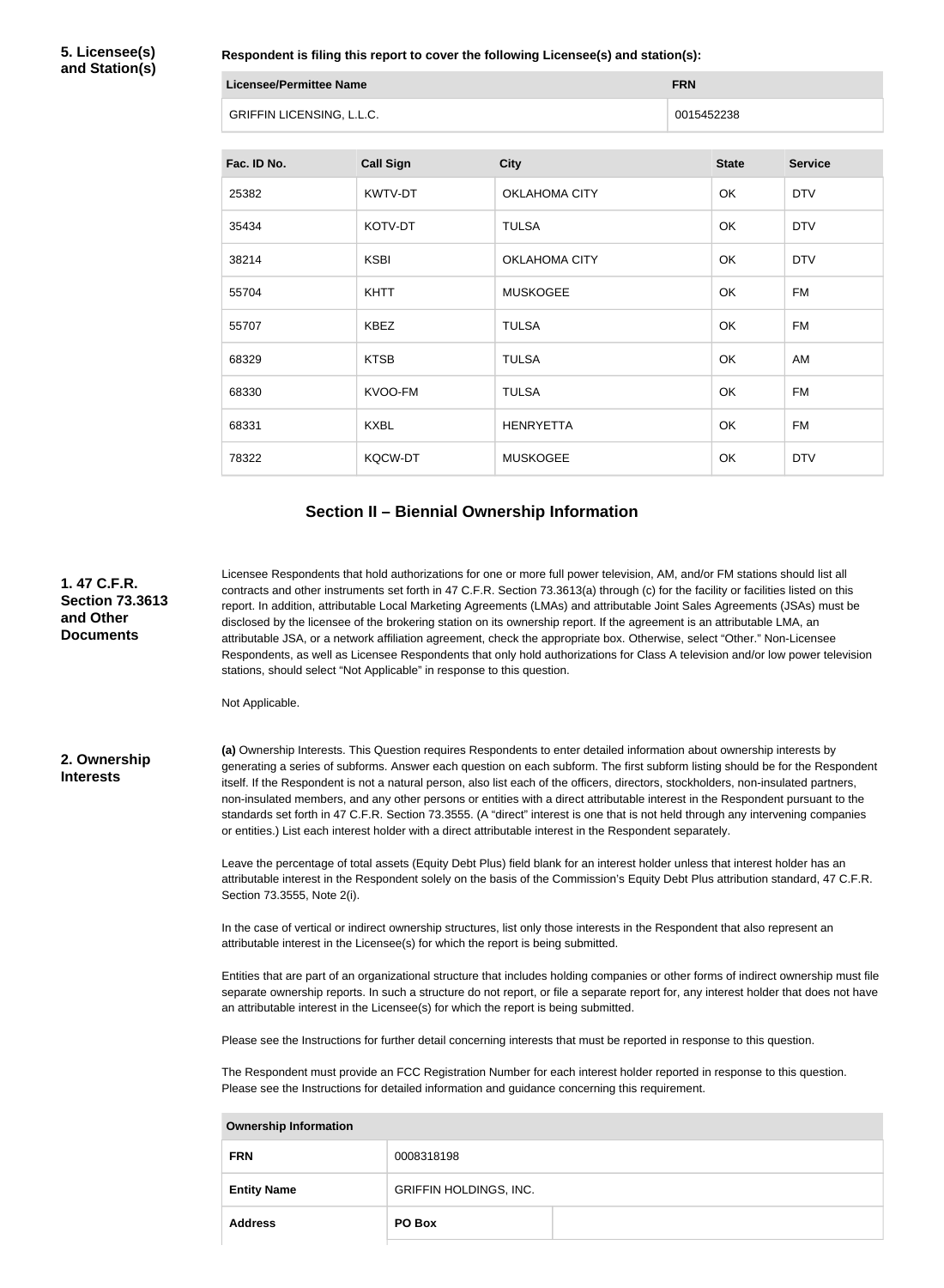**5. Licensee(s) and Station(s)**

**Respondent is filing this report to cover the following Licensee(s) and station(s):**

| Licensee/Permittee Name | FRN |
| --- | --- |
| GRIFFIN LICENSING, L.L.C. | 0015452238 |

| Fac. ID No. | Call Sign | City | State | Service |
| --- | --- | --- | --- | --- |
| 25382 | KWTV-DT | OKLAHOMA CITY | OK | DTV |
| 35434 | KOTV-DT | TULSA | OK | DTV |
| 38214 | KSBI | OKLAHOMA CITY | OK | DTV |
| 55704 | KHTT | MUSKOGEE | OK | FM |
| 55707 | KBEZ | TULSA | OK | FM |
| 68329 | KTSB | TULSA | OK | AM |
| 68330 | KVOO-FM | TULSA | OK | FM |
| 68331 | KXBL | HENRYETTA | OK | FM |
| 78322 | KQCW-DT | MUSKOGEE | OK | DTV |

## Section II – Biennial Ownership Information

**1. 47 C.F.R. Section 73.3613 and Other Documents**

Licensee Respondents that hold authorizations for one or more full power television, AM, and/or FM stations should list all contracts and other instruments set forth in 47 C.F.R. Section 73.3613(a) through (c) for the facility or facilities listed on this report. In addition, attributable Local Marketing Agreements (LMAs) and attributable Joint Sales Agreements (JSAs) must be disclosed by the licensee of the brokering station on its ownership report. If the agreement is an attributable LMA, an attributable JSA, or a network affiliation agreement, check the appropriate box. Otherwise, select "Other." Non-Licensee Respondents, as well as Licensee Respondents that only hold authorizations for Class A television and/or low power television stations, should select "Not Applicable" in response to this question.

Not Applicable.

**2. Ownership Interests**

**(a)** Ownership Interests. This Question requires Respondents to enter detailed information about ownership interests by generating a series of subforms. Answer each question on each subform. The first subform listing should be for the Respondent itself. If the Respondent is not a natural person, also list each of the officers, directors, stockholders, non-insulated partners, non-insulated members, and any other persons or entities with a direct attributable interest in the Respondent pursuant to the standards set forth in 47 C.F.R. Section 73.3555. (A "direct" interest is one that is not held through any intervening companies or entities.) List each interest holder with a direct attributable interest in the Respondent separately.

Leave the percentage of total assets (Equity Debt Plus) field blank for an interest holder unless that interest holder has an attributable interest in the Respondent solely on the basis of the Commission's Equity Debt Plus attribution standard, 47 C.F.R. Section 73.3555, Note 2(i).

In the case of vertical or indirect ownership structures, list only those interests in the Respondent that also represent an attributable interest in the Licensee(s) for which the report is being submitted.

Entities that are part of an organizational structure that includes holding companies or other forms of indirect ownership must file separate ownership reports. In such a structure do not report, or file a separate report for, any interest holder that does not have an attributable interest in the Licensee(s) for which the report is being submitted.

Please see the Instructions for further detail concerning interests that must be reported in response to this question.

The Respondent must provide an FCC Registration Number for each interest holder reported in response to this question. Please see the Instructions for detailed information and guidance concerning this requirement.

| Ownership Information | | |
| --- | --- | --- |
| **FRN** | 0008318198 | |
| **Entity Name** | GRIFFIN HOLDINGS, INC. | |
| **Address** | **PO Box** | |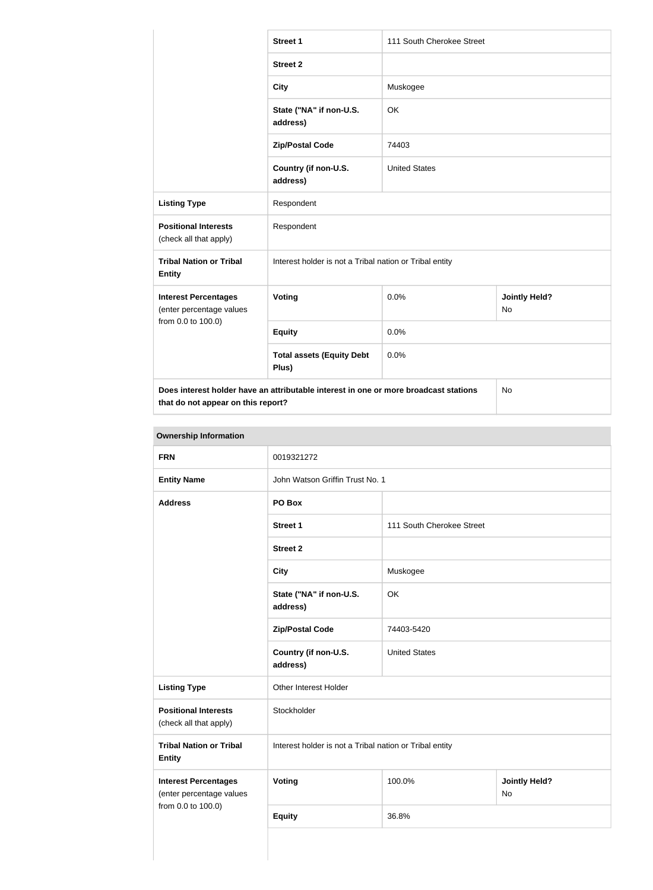| | | |
|---|---|---|
| | **Street 1** | 111 South Cherokee Street |
| | **Street 2** | |
| | **City** | Muskogee |
| | **State ("NA" if non-U.S. address)** | OK |
| | **Zip/Postal Code** | 74403 |
| | **Country (if non-U.S. address)** | United States |
| **Listing Type** | Respondent | |
| **Positional Interests** (check all that apply) | Respondent | |
| **Tribal Nation or Tribal Entity** | Interest holder is not a Tribal nation or Tribal entity | |
| **Interest Percentages** (enter percentage values from 0.0 to 100.0) | **Voting** | 0.0% | **Jointly Held?** No |
| | **Equity** | 0.0% |
| | **Total assets (Equity Debt Plus)** | 0.0% |
| **Does interest holder have an attributable interest in one or more broadcast stations that do not appear on this report?** | | No |

**Ownership Information**

| | | | |
|---|---|---|---|
| **FRN** | 0019321272 | | |
| **Entity Name** | John Watson Griffin Trust No. 1 | | |
| **Address** | **PO Box** | | |
| | **Street 1** | 111 South Cherokee Street | |
| | **Street 2** | | |
| | **City** | Muskogee | |
| | **State ("NA" if non-U.S. address)** | OK | |
| | **Zip/Postal Code** | 74403-5420 | |
| | **Country (if non-U.S. address)** | United States | |
| **Listing Type** | Other Interest Holder | | |
| **Positional Interests** (check all that apply) | Stockholder | | |
| **Tribal Nation or Tribal Entity** | Interest holder is not a Tribal nation or Tribal entity | | |
| **Interest Percentages** (enter percentage values from 0.0 to 100.0) | **Voting** | 100.0% | **Jointly Held?** No |
| | **Equity** | 36.8% | |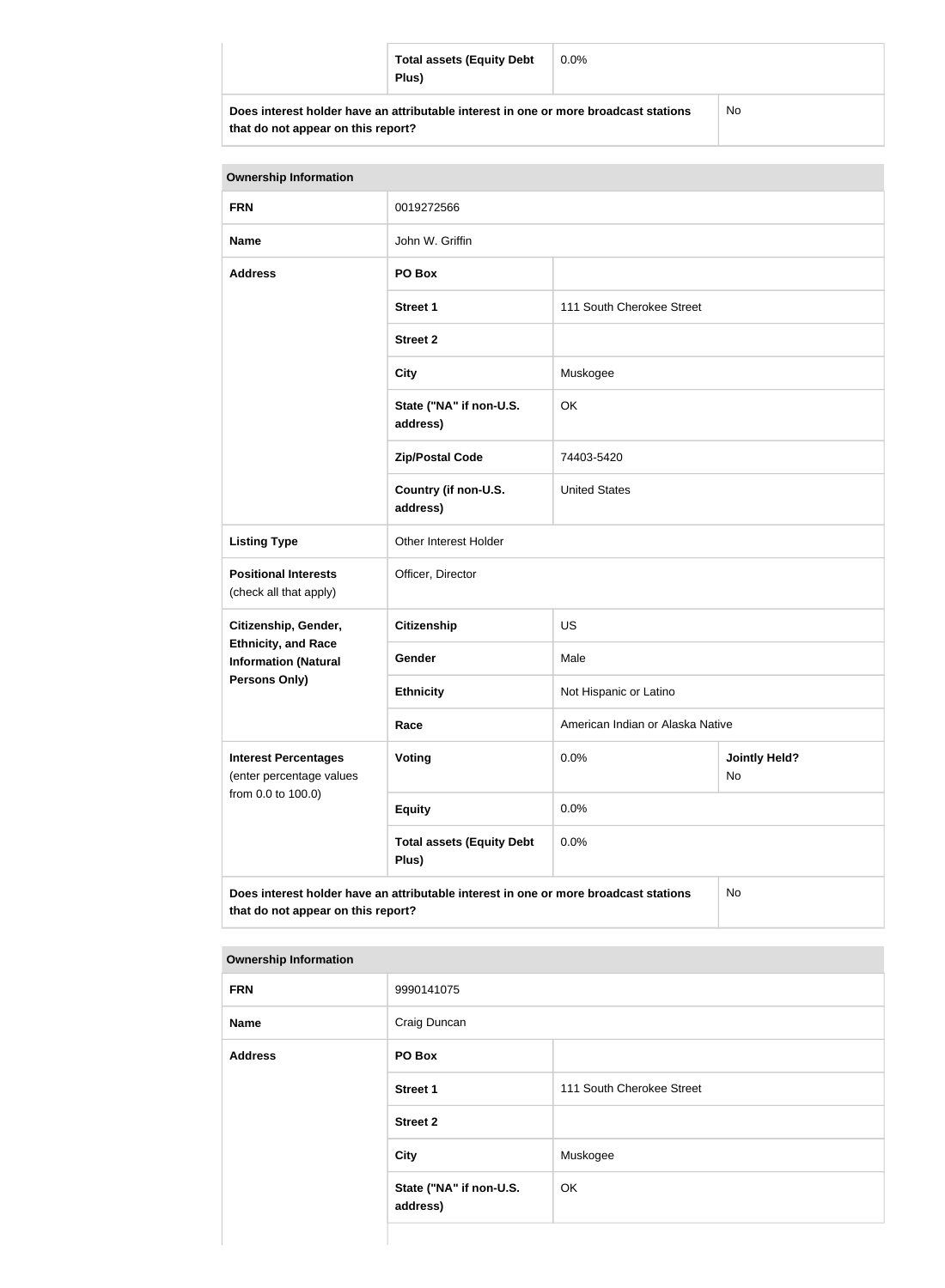| | | |
|---|---|---|
| | **Total assets (Equity Debt Plus)** | 0.0% |
| **Does interest holder have an attributable interest in one or more broadcast stations that do not appear on this report?** | | No |

| **Ownership Information** | | | |
|---|---|---|---|
| **FRN** | 0019272566 | | |
| **Name** | John W. Griffin | | |
| **Address** | **PO Box** | | |
| | **Street 1** | 111 South Cherokee Street | |
| | **Street 2** | | |
| | **City** | Muskogee | |
| | **State ("NA" if non-U.S. address)** | OK | |
| | **Zip/Postal Code** | 74403-5420 | |
| | **Country (if non-U.S. address)** | United States | |
| **Listing Type** | Other Interest Holder | | |
| **Positional Interests** (check all that apply) | Officer, Director | | |
| **Citizenship, Gender, Ethnicity, and Race Information (Natural Persons Only)** | **Citizenship** | US | |
| | **Gender** | Male | |
| | **Ethnicity** | Not Hispanic or Latino | |
| | **Race** | American Indian or Alaska Native | |
| **Interest Percentages** (enter percentage values from 0.0 to 100.0) | **Voting** | 0.0% | **Jointly Held?** No |
| | **Equity** | 0.0% | |
| | **Total assets (Equity Debt Plus)** | 0.0% | |
| **Does interest holder have an attributable interest in one or more broadcast stations that do not appear on this report?** | | | No |

| **Ownership Information** | | |
|---|---|---|
| **FRN** | 9990141075 | |
| **Name** | Craig Duncan | |
| **Address** | **PO Box** | |
| | **Street 1** | 111 South Cherokee Street |
| | **Street 2** | |
| | **City** | Muskogee |
| | **State ("NA" if non-U.S. address)** | OK |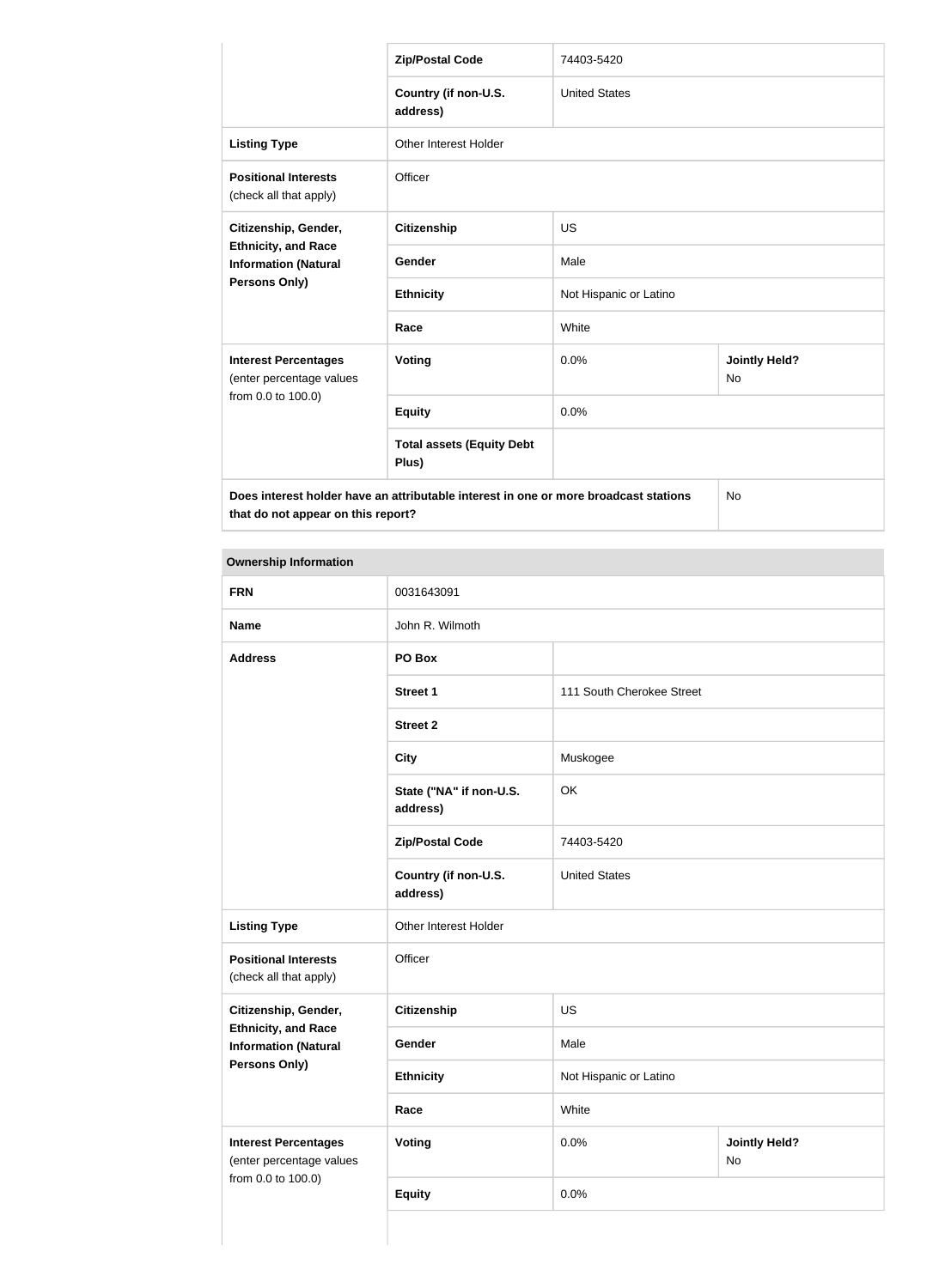| | | | |
|---|---|---|---|
| | **Zip/Postal Code** | 74403-5420 | |
| | **Country (if non-U.S. address)** | United States | |
| **Listing Type** | Other Interest Holder | | |
| **Positional Interests** (check all that apply) | Officer | | |
| **Citizenship, Gender, Ethnicity, and Race Information (Natural Persons Only)** | **Citizenship** | US | |
| | **Gender** | Male | |
| | **Ethnicity** | Not Hispanic or Latino | |
| | **Race** | White | |
| **Interest Percentages** (enter percentage values from 0.0 to 100.0) | **Voting** | 0.0% | **Jointly Held?** No |
| | **Equity** | 0.0% | |
| | **Total assets (Equity Debt Plus)** | | |
| **Does interest holder have an attributable interest in one or more broadcast stations that do not appear on this report?** | | | No |

| **Ownership Information** | | | |
|---|---|---|---|
| **FRN** | 0031643091 | | |
| **Name** | John R. Wilmoth | | |
| **Address** | **PO Box** | | |
| | **Street 1** | 111 South Cherokee Street | |
| | **Street 2** | | |
| | **City** | Muskogee | |
| | **State ("NA" if non-U.S. address)** | OK | |
| | **Zip/Postal Code** | 74403-5420 | |
| | **Country (if non-U.S. address)** | United States | |
| **Listing Type** | Other Interest Holder | | |
| **Positional Interests** (check all that apply) | Officer | | |
| **Citizenship, Gender, Ethnicity, and Race Information (Natural Persons Only)** | **Citizenship** | US | |
| | **Gender** | Male | |
| | **Ethnicity** | Not Hispanic or Latino | |
| | **Race** | White | |
| **Interest Percentages** (enter percentage values from 0.0 to 100.0) | **Voting** | 0.0% | **Jointly Held?** No |
| | **Equity** | 0.0% | |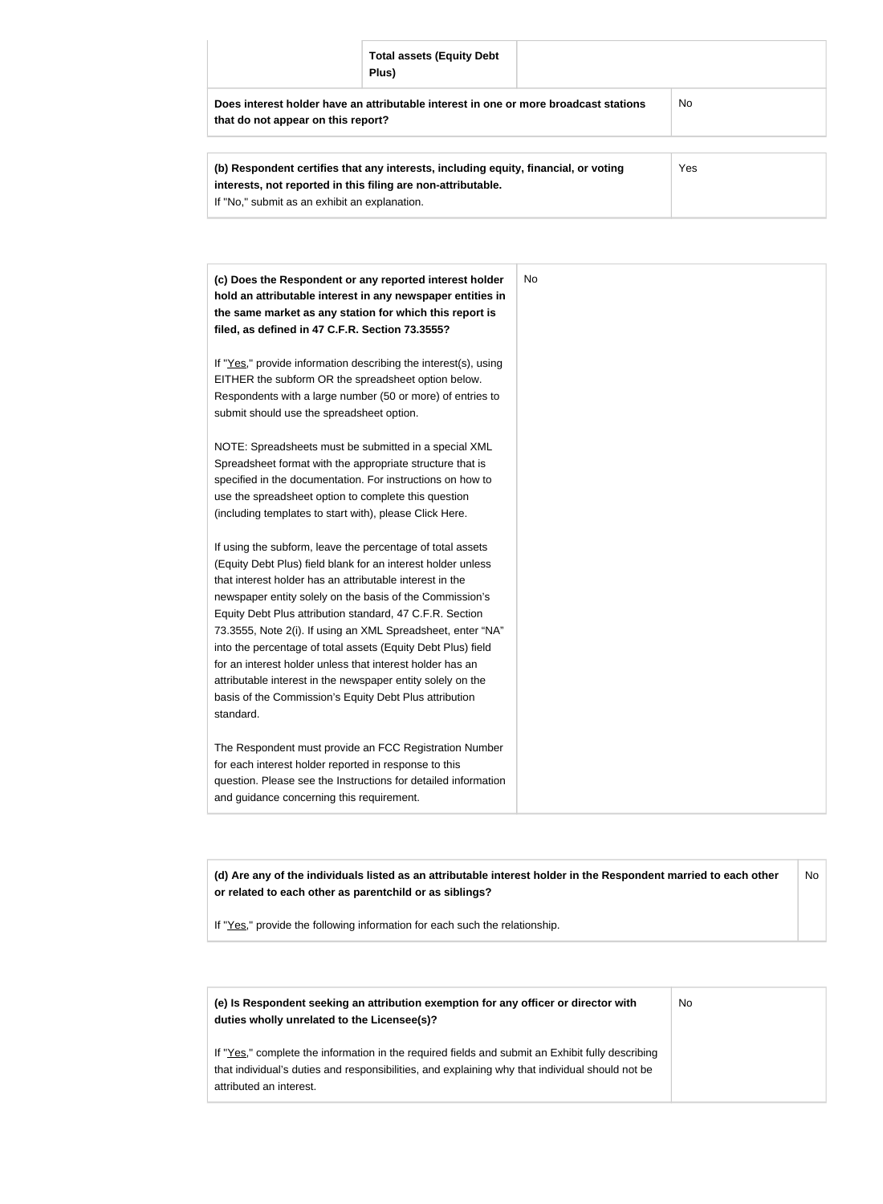| | **Total assets (Equity Debt Plus)** | |
|---|---|---|
| **Does interest holder have an attributable interest in one or more broadcast stations that do not appear on this report?** | | No |

| | |
|---|---|
| **(b) Respondent certifies that any interests, including equity, financial, or voting interests, not reported in this filing are non-attributable.**<br>If "No," submit as an exhibit an explanation. | Yes |

| | |
|---|---|
| **(c) Does the Respondent or any reported interest holder hold an attributable interest in any newspaper entities in the same market as any station for which this report is filed, as defined in 47 C.F.R. Section 73.3555?**<br><br>If "Yes," provide information describing the interest(s), using EITHER the subform OR the spreadsheet option below. Respondents with a large number (50 or more) of entries to submit should use the spreadsheet option.<br><br>NOTE: Spreadsheets must be submitted in a special XML Spreadsheet format with the appropriate structure that is specified in the documentation. For instructions on how to use the spreadsheet option to complete this question (including templates to start with), please Click Here.<br><br>If using the subform, leave the percentage of total assets (Equity Debt Plus) field blank for an interest holder unless that interest holder has an attributable interest in the newspaper entity solely on the basis of the Commission's Equity Debt Plus attribution standard, 47 C.F.R. Section 73.3555, Note 2(i). If using an XML Spreadsheet, enter "NA" into the percentage of total assets (Equity Debt Plus) field for an interest holder unless that interest holder has an attributable interest in the newspaper entity solely on the basis of the Commission's Equity Debt Plus attribution standard.<br><br>The Respondent must provide an FCC Registration Number for each interest holder reported in response to this question. Please see the Instructions for detailed information and guidance concerning this requirement. | No |

| | |
|---|---|
| **(d) Are any of the individuals listed as an attributable interest holder in the Respondent married to each other or related to each other as parentchild or as siblings?**<br><br>If "Yes," provide the following information for each such the relationship. | No |

| | |
|---|---|
| **(e) Is Respondent seeking an attribution exemption for any officer or director with duties wholly unrelated to the Licensee(s)?**<br><br>If "Yes," complete the information in the required fields and submit an Exhibit fully describing that individual's duties and responsibilities, and explaining why that individual should not be attributed an interest. | No |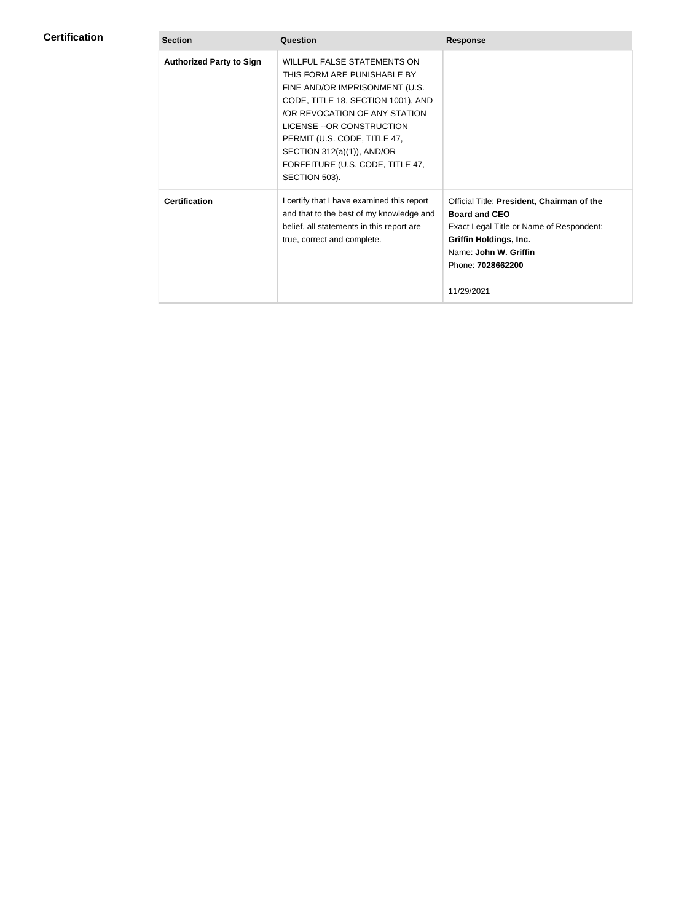## Certification

| Section | Question | Response |
|---|---|---|
| **Authorized Party to Sign** | WILLFUL FALSE STATEMENTS ON THIS FORM ARE PUNISHABLE BY FINE AND/OR IMPRISONMENT (U.S. CODE, TITLE 18, SECTION 1001), AND /OR REVOCATION OF ANY STATION LICENSE --OR CONSTRUCTION PERMIT (U.S. CODE, TITLE 47, SECTION 312(a)(1)), AND/OR FORFEITURE (U.S. CODE, TITLE 47, SECTION 503). | |
| **Certification** | I certify that I have examined this report and that to the best of my knowledge and belief, all statements in this report are true, correct and complete. | Official Title: **President, Chairman of the Board and CEO**<br>Exact Legal Title or Name of Respondent: **Griffin Holdings, Inc.**<br>Name: **John W. Griffin**<br>Phone: **7028662200**<br><br>11/29/2021 |